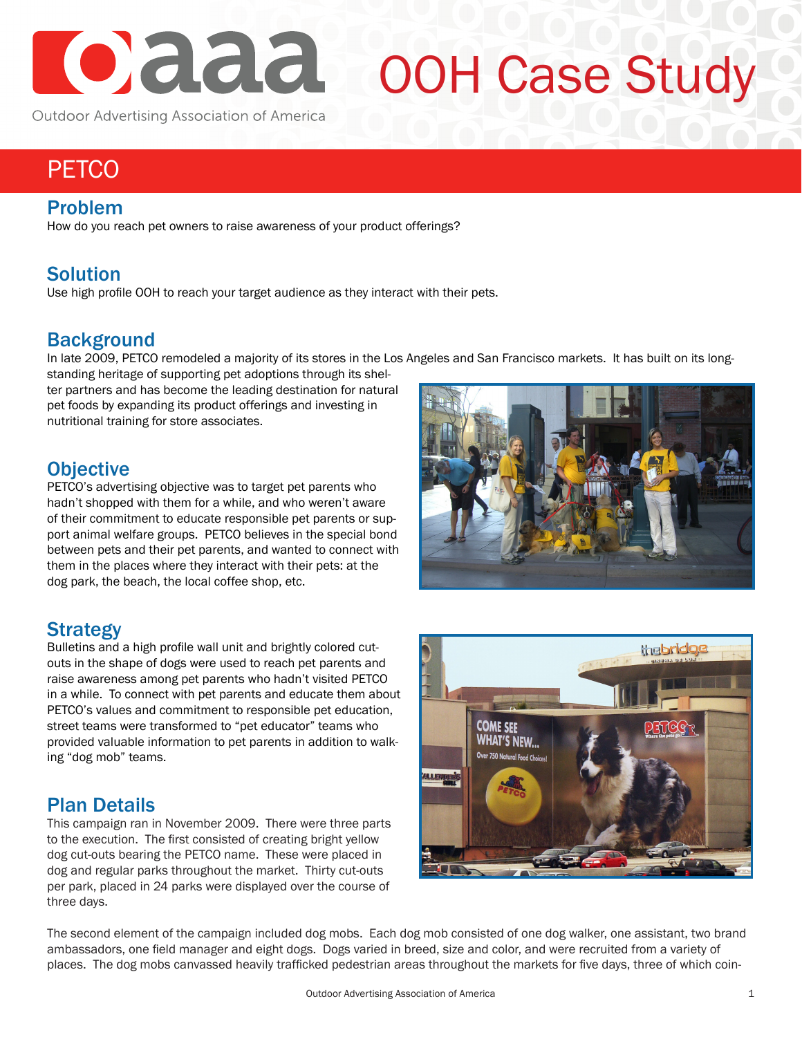# OOH Case Study

Outdoor Advertising Association of America

## PETCO

### Problem

How do you reach pet owners to raise awareness of your product offerings?

### Solution

Use high profile OOH to reach your target audience as they interact with their pets.

### Background

In late 2009, PETCO remodeled a majority of its stores in the Los Angeles and San Francisco markets. It has built on its long-standing heritage of supporting pet adoptions through its shelter partners and has become the leading destination for natural pet foods by expanding its product offerings and investing in nutritional training for store associates.

### Objective

PETCO's advertising objective was to target pet parents who hadn't shopped with them for a while, and who weren't aware of their commitment to educate responsible pet parents or support animal welfare groups. PETCO believes in the special bond between pets and their pet parents, and wanted to connect with them in the places where they interact with their pets: at the dog park, the beach, the local coffee shop, etc.

### Strategy

Bulletins and a high profile wall unit and brightly colored cut-outs in the shape of dogs were used to reach pet parents and raise awareness among pet parents who hadn't visited PETCO in a while. To connect with pet parents and educate them about PETCO's values and commitment to responsible pet education, street teams were transformed to "pet educator" teams who provided valuable information to pet parents in addition to walking "dog mob" teams.

### Plan Details

This campaign ran in November 2009. There were three parts to the execution. The first consisted of creating bright yellow dog cut-outs bearing the PETCO name. These were placed in dog and regular parks throughout the market. Thirty cut-outs per park, placed in 24 parks were displayed over the course of three days.

The second element of the campaign included dog mobs. Each dog mob consisted of one dog walker, one assistant, two brand ambassadors, one field manager and eight dogs. Dogs varied in breed, size and color, and were recruited from a variety of places. The dog mobs canvassed heavily trafficked pedestrian areas throughout the markets for five days, three of which coin-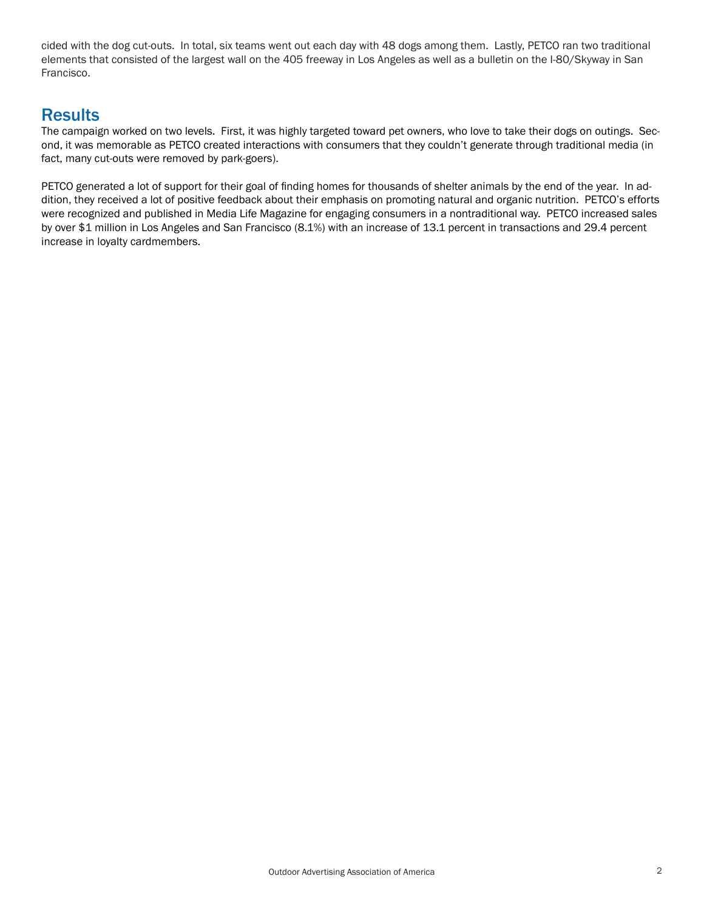cided with the dog cut-outs. In total, six teams went out each day with 48 dogs among them. Lastly, PETCO ran two traditional elements that consisted of the largest wall on the 405 freeway in Los Angeles as well as a bulletin on the I-80/Skyway in San Francisco.

## Results

The campaign worked on two levels. First, it was highly targeted toward pet owners, who love to take their dogs on outings. Second, it was memorable as PETCO created interactions with consumers that they couldn't generate through traditional media (in fact, many cut-outs were removed by park-goers).

PETCO generated a lot of support for their goal of finding homes for thousands of shelter animals by the end of the year. In addition, they received a lot of positive feedback about their emphasis on promoting natural and organic nutrition. PETCO's efforts were recognized and published in Media Life Magazine for engaging consumers in a nontraditional way. PETCO increased sales by over $1 million in Los Angeles and San Francisco (8.1%) with an increase of 13.1 percent in transactions and 29.4 percent increase in loyalty cardmembers.